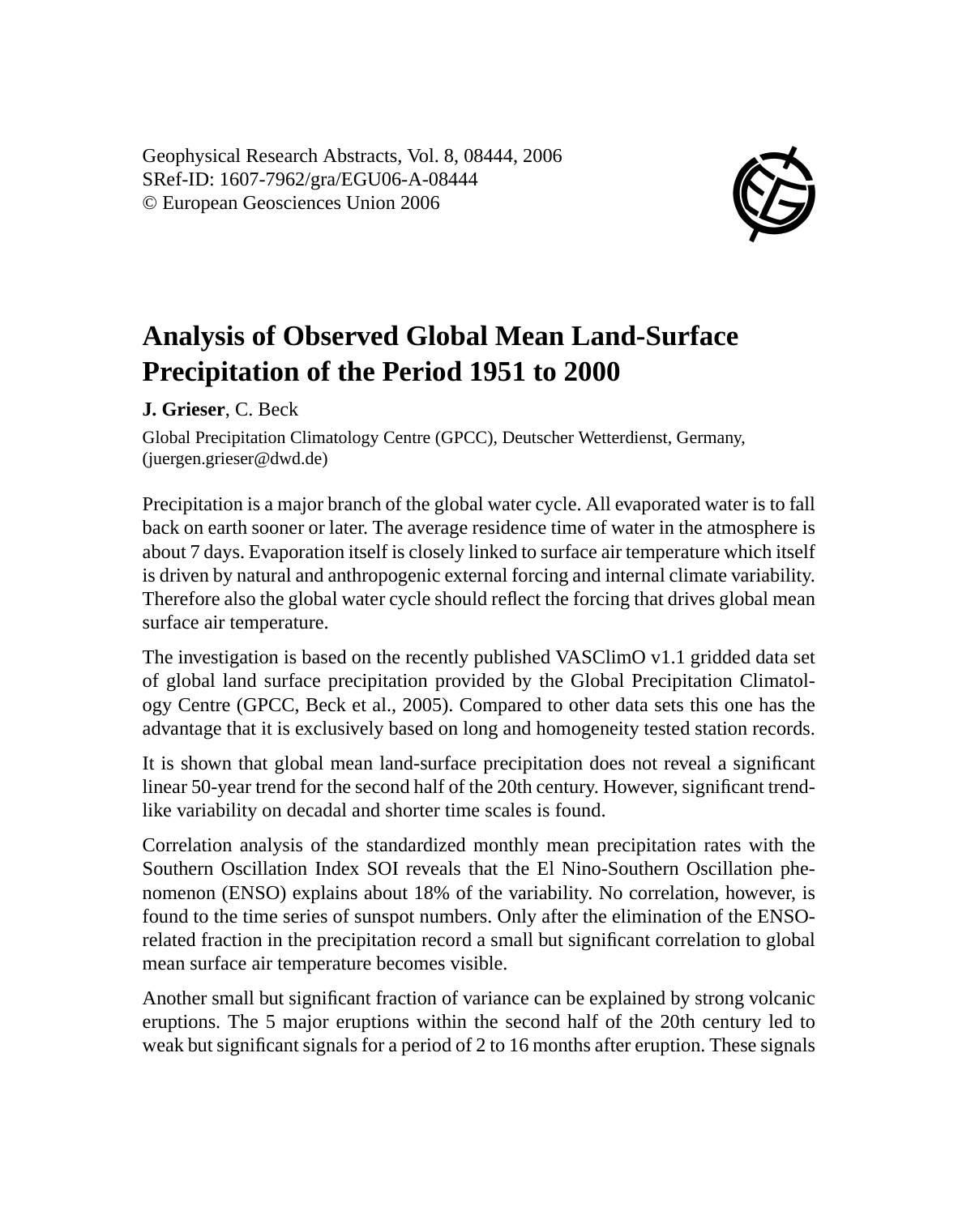Geophysical Research Abstracts, Vol. 8, 08444, 2006
SRef-ID: 1607-7962/gra/EGU06-A-08444
© European Geosciences Union 2006

# Analysis of Observed Global Mean Land-Surface Precipitation of the Period 1951 to 2000

**J. Grieser**, C. Beck

Global Precipitation Climatology Centre (GPCC), Deutscher Wetterdienst, Germany, (juergen.grieser@dwd.de)

Precipitation is a major branch of the global water cycle. All evaporated water is to fall back on earth sooner or later. The average residence time of water in the atmosphere is about 7 days. Evaporation itself is closely linked to surface air temperature which itself is driven by natural and anthropogenic external forcing and internal climate variability. Therefore also the global water cycle should reflect the forcing that drives global mean surface air temperature.

The investigation is based on the recently published VASClimO v1.1 gridded data set of global land surface precipitation provided by the Global Precipitation Climatology Centre (GPCC, Beck et al., 2005). Compared to other data sets this one has the advantage that it is exclusively based on long and homogeneity tested station records.

It is shown that global mean land-surface precipitation does not reveal a significant linear 50-year trend for the second half of the 20th century. However, significant trend-like variability on decadal and shorter time scales is found.

Correlation analysis of the standardized monthly mean precipitation rates with the Southern Oscillation Index SOI reveals that the El Nino-Southern Oscillation phenomenon (ENSO) explains about 18% of the variability. No correlation, however, is found to the time series of sunspot numbers. Only after the elimination of the ENSO-related fraction in the precipitation record a small but significant correlation to global mean surface air temperature becomes visible.

Another small but significant fraction of variance can be explained by strong volcanic eruptions. The 5 major eruptions within the second half of the 20th century led to weak but significant signals for a period of 2 to 16 months after eruption. These signals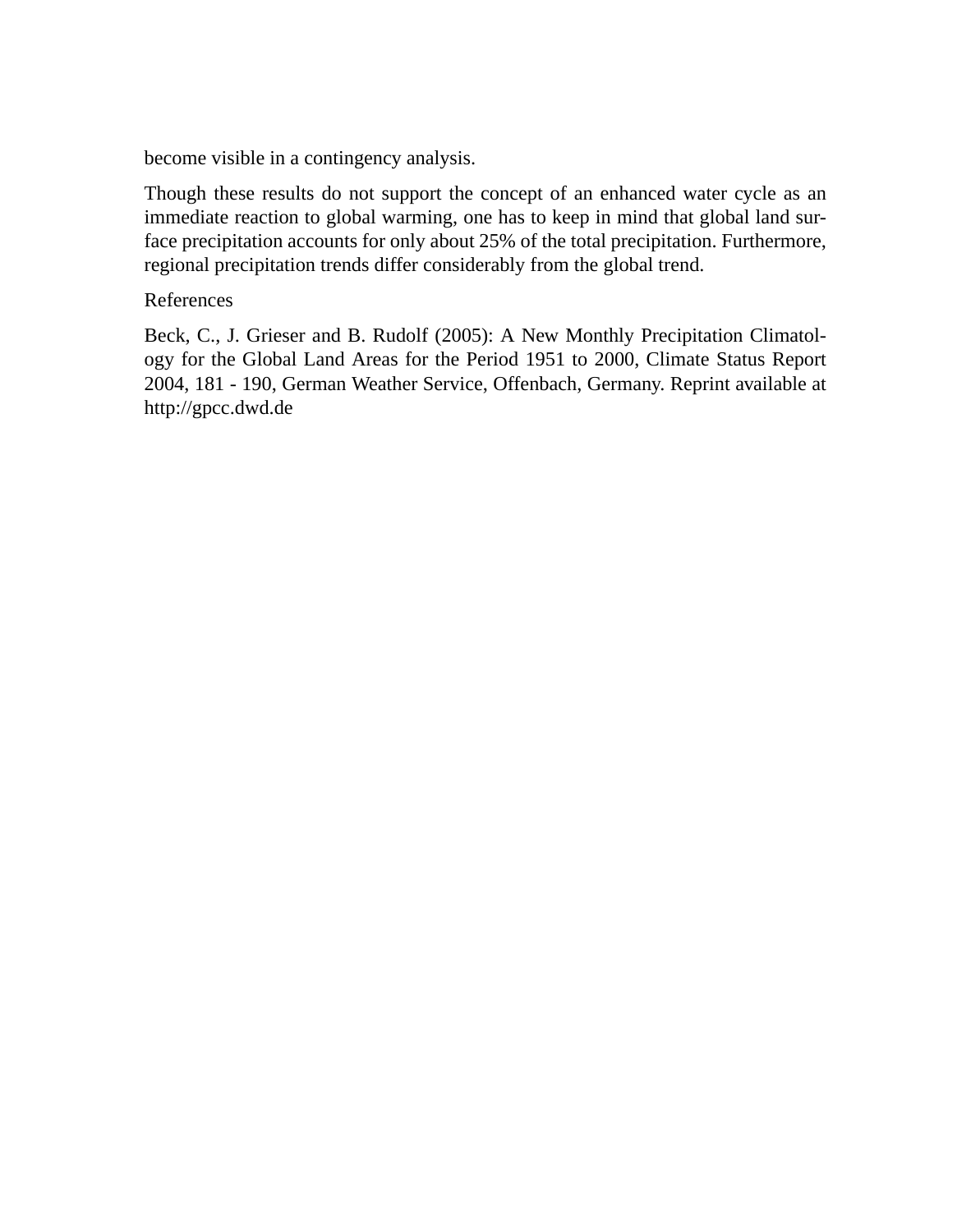become visible in a contingency analysis.

Though these results do not support the concept of an enhanced water cycle as an immediate reaction to global warming, one has to keep in mind that global land surface precipitation accounts for only about 25% of the total precipitation. Furthermore, regional precipitation trends differ considerably from the global trend.

## References

Beck, C., J. Grieser and B. Rudolf (2005): A New Monthly Precipitation Climatology for the Global Land Areas for the Period 1951 to 2000, Climate Status Report 2004, 181 - 190, German Weather Service, Offenbach, Germany. Reprint available at http://gpcc.dwd.de